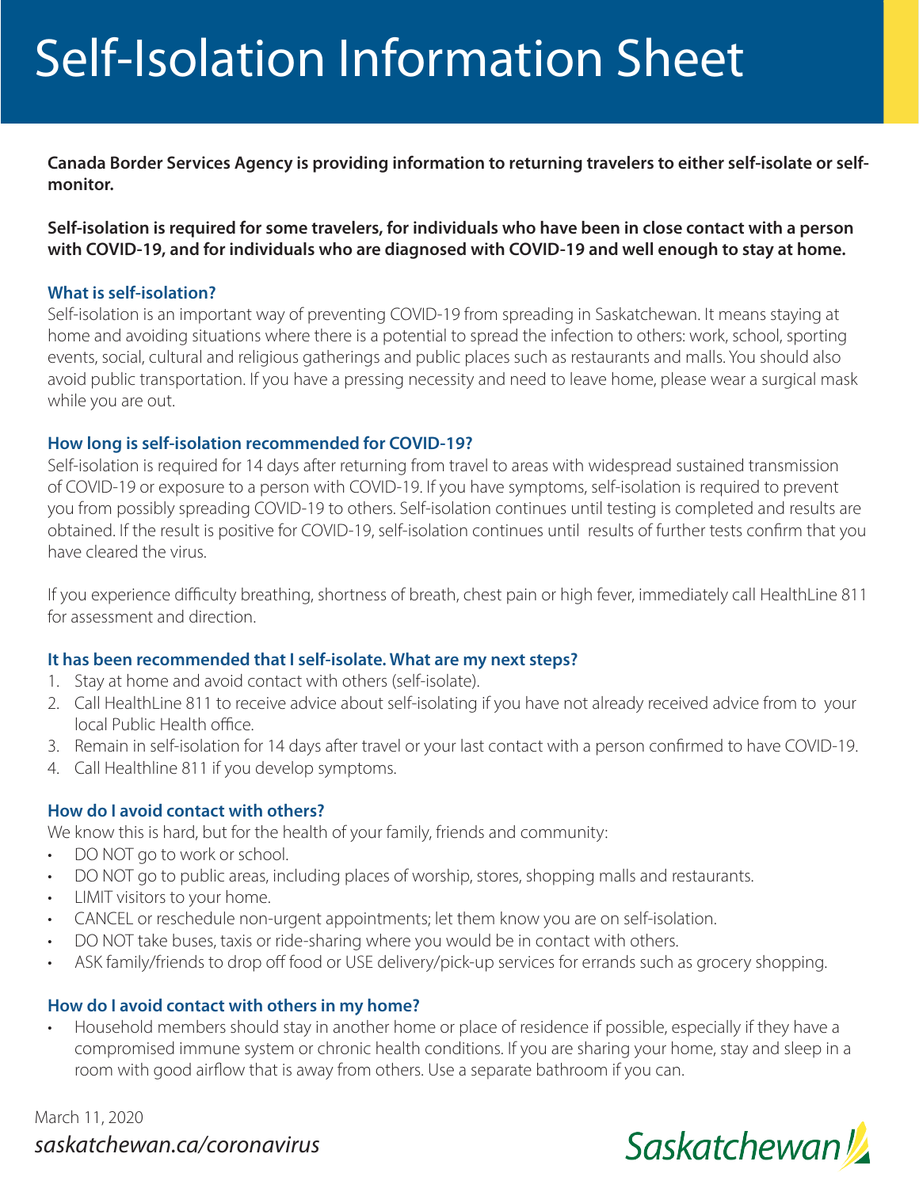# Self-Isolation Information Sheet

**Canada Border Services Agency is providing information to returning travelers to either self-isolate or self-monitor.**

**Self-isolation is required for some travelers, for individuals who have been in close contact with a person with COVID-19, and for individuals who are diagnosed with COVID-19 and well enough to stay at home.**

### What is self-isolation?

Self-isolation is an important way of preventing COVID-19 from spreading in Saskatchewan. It means staying at home and avoiding situations where there is a potential to spread the infection to others: work, school, sporting events, social, cultural and religious gatherings and public places such as restaurants and malls. You should also avoid public transportation. If you have a pressing necessity and need to leave home, please wear a surgical mask while you are out.

### How long is self-isolation recommended for COVID-19?

Self-isolation is required for 14 days after returning from travel to areas with widespread sustained transmission of COVID-19 or exposure to a person with COVID-19. If you have symptoms, self-isolation is required to prevent you from possibly spreading COVID-19 to others. Self-isolation continues until testing is completed and results are obtained. If the result is positive for COVID-19, self-isolation continues until results of further tests confirm that you have cleared the virus.

If you experience difficulty breathing, shortness of breath, chest pain or high fever, immediately call HealthLine 811 for assessment and direction.

### It has been recommended that I self-isolate. What are my next steps?

1. Stay at home and avoid contact with others (self-isolate).
2. Call HealthLine 811 to receive advice about self-isolating if you have not already received advice from to your local Public Health office.
3. Remain in self-isolation for 14 days after travel or your last contact with a person confirmed to have COVID-19.
4. Call Healthline 811 if you develop symptoms.

### How do I avoid contact with others?

We know this is hard, but for the health of your family, friends and community:

- DO NOT go to work or school.
- DO NOT go to public areas, including places of worship, stores, shopping malls and restaurants.
- LIMIT visitors to your home.
- CANCEL or reschedule non-urgent appointments; let them know you are on self-isolation.
- DO NOT take buses, taxis or ride-sharing where you would be in contact with others.
- ASK family/friends to drop off food or USE delivery/pick-up services for errands such as grocery shopping.

### How do I avoid contact with others in my home?

- Household members should stay in another home or place of residence if possible, especially if they have a compromised immune system or chronic health conditions. If you are sharing your home, stay and sleep in a room with good airflow that is away from others. Use a separate bathroom if you can.

March 11, 2020

*saskatchewan.ca/coronavirus*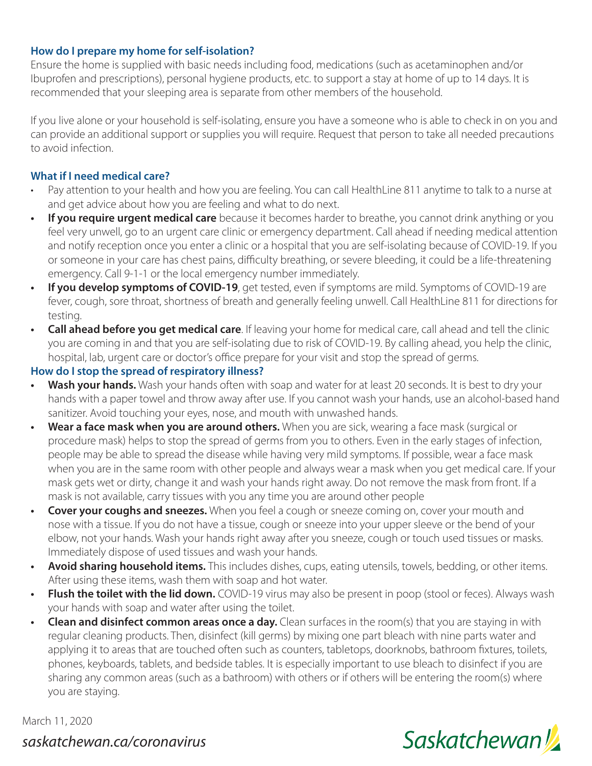### How do I prepare my home for self-isolation?

Ensure the home is supplied with basic needs including food, medications (such as acetaminophen and/or Ibuprofen and prescriptions), personal hygiene products, etc. to support a stay at home of up to 14 days. It is recommended that your sleeping area is separate from other members of the household.

If you live alone or your household is self-isolating, ensure you have a someone who is able to check in on you and can provide an additional support or supplies you will require. Request that person to take all needed precautions to avoid infection.

### What if I need medical care?

- Pay attention to your health and how you are feeling. You can call HealthLine 811 anytime to talk to a nurse at and get advice about how you are feeling and what to do next.
- **If you require urgent medical care** because it becomes harder to breathe, you cannot drink anything or you feel very unwell, go to an urgent care clinic or emergency department. Call ahead if needing medical attention and notify reception once you enter a clinic or a hospital that you are self-isolating because of COVID-19. If you or someone in your care has chest pains, difficulty breathing, or severe bleeding, it could be a life-threatening emergency. Call 9-1-1 or the local emergency number immediately.
- **If you develop symptoms of COVID-19**, get tested, even if symptoms are mild. Symptoms of COVID-19 are fever, cough, sore throat, shortness of breath and generally feeling unwell. Call HealthLine 811 for directions for testing.
- **Call ahead before you get medical care**. If leaving your home for medical care, call ahead and tell the clinic you are coming in and that you are self-isolating due to risk of COVID-19. By calling ahead, you help the clinic, hospital, lab, urgent care or doctor's office prepare for your visit and stop the spread of germs.

### How do I stop the spread of respiratory illness?

- **Wash your hands.** Wash your hands often with soap and water for at least 20 seconds. It is best to dry your hands with a paper towel and throw away after use. If you cannot wash your hands, use an alcohol-based hand sanitizer. Avoid touching your eyes, nose, and mouth with unwashed hands.
- **Wear a face mask when you are around others.** When you are sick, wearing a face mask (surgical or procedure mask) helps to stop the spread of germs from you to others. Even in the early stages of infection, people may be able to spread the disease while having very mild symptoms. If possible, wear a face mask when you are in the same room with other people and always wear a mask when you get medical care. If your mask gets wet or dirty, change it and wash your hands right away. Do not remove the mask from front. If a mask is not available, carry tissues with you any time you are around other people
- **Cover your coughs and sneezes.** When you feel a cough or sneeze coming on, cover your mouth and nose with a tissue. If you do not have a tissue, cough or sneeze into your upper sleeve or the bend of your elbow, not your hands. Wash your hands right away after you sneeze, cough or touch used tissues or masks. Immediately dispose of used tissues and wash your hands.
- **Avoid sharing household items.** This includes dishes, cups, eating utensils, towels, bedding, or other items. After using these items, wash them with soap and hot water.
- **Flush the toilet with the lid down.** COVID-19 virus may also be present in poop (stool or feces). Always wash your hands with soap and water after using the toilet.
- **Clean and disinfect common areas once a day.** Clean surfaces in the room(s) that you are staying in with regular cleaning products. Then, disinfect (kill germs) by mixing one part bleach with nine parts water and applying it to areas that are touched often such as counters, tabletops, doorknobs, bathroom fixtures, toilets, phones, keyboards, tablets, and bedside tables. It is especially important to use bleach to disinfect if you are sharing any common areas (such as a bathroom) with others or if others will be entering the room(s) where you are staying.

March 11, 2020

*saskatchewan.ca/coronavirus*

Saskatchewan